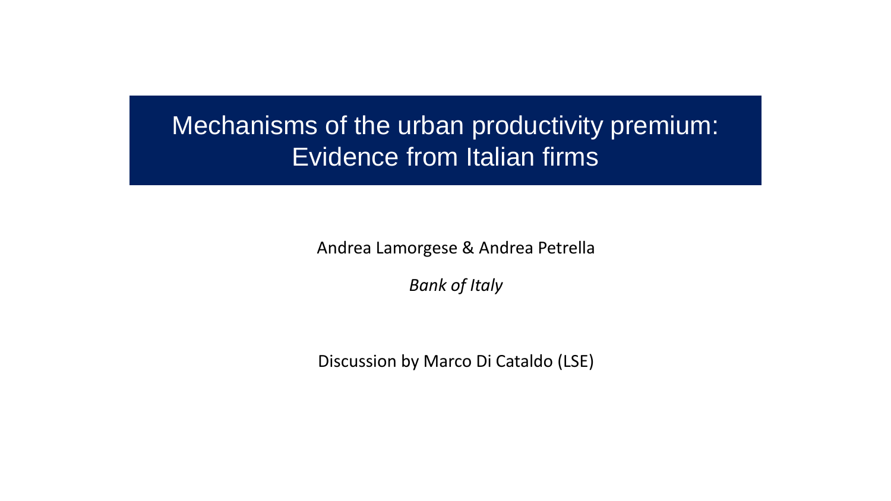# Mechanisms of the urban productivity premium: Evidence from Italian firms

Andrea Lamorgese & Andrea Petrella

*Bank of Italy*

Discussion by Marco Di Cataldo (LSE)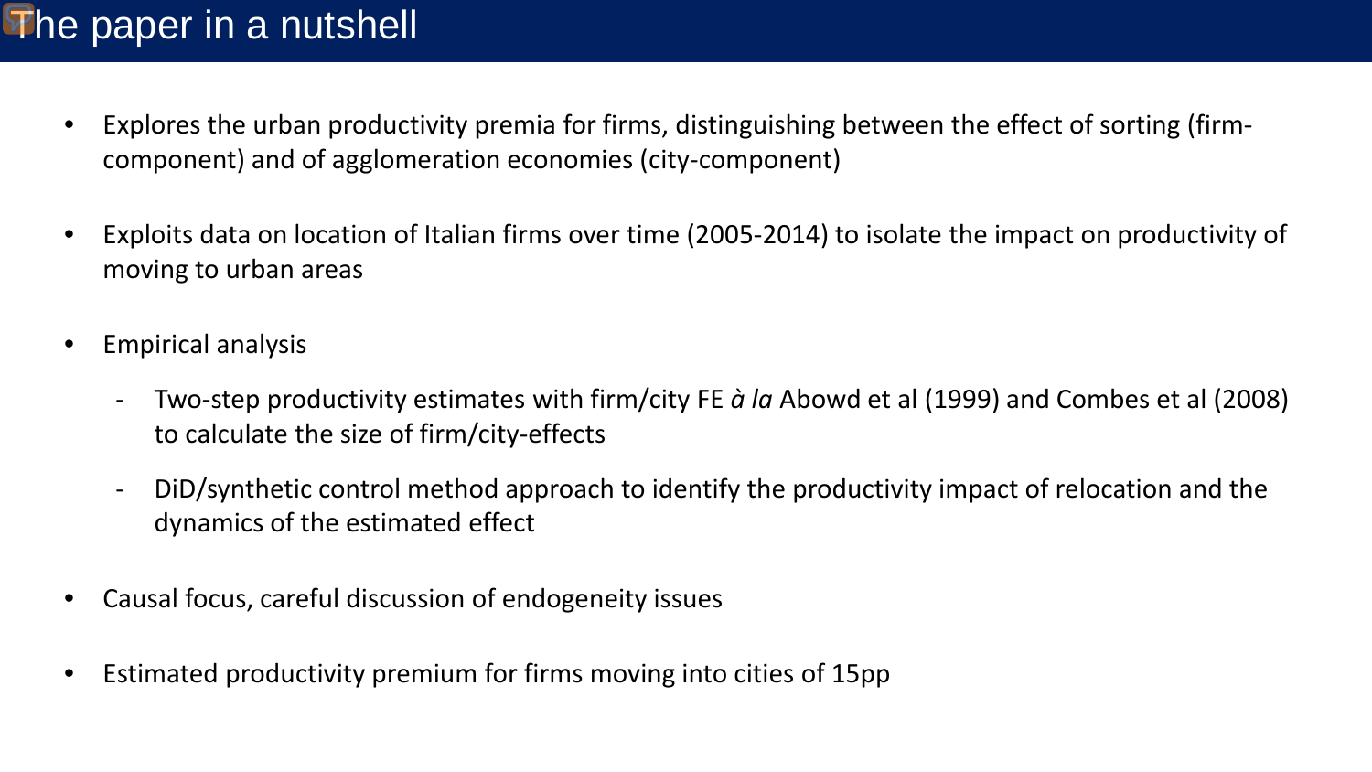# The paper in a nutshell

- Explores the urban productivity premia for firms, distinguishing between the effect of sorting (firm-component) and of agglomeration economies (city-component)

- Exploits data on location of Italian firms over time (2005-2014) to isolate the impact on productivity of moving to urban areas

- Empirical analysis
  - Two-step productivity estimates with firm/city FE *à la* Abowd et al (1999) and Combes et al (2008) to calculate the size of firm/city-effects
  - DiD/synthetic control method approach to identify the productivity impact of relocation and the dynamics of the estimated effect

- Causal focus, careful discussion of endogeneity issues

- Estimated productivity premium for firms moving into cities of 15pp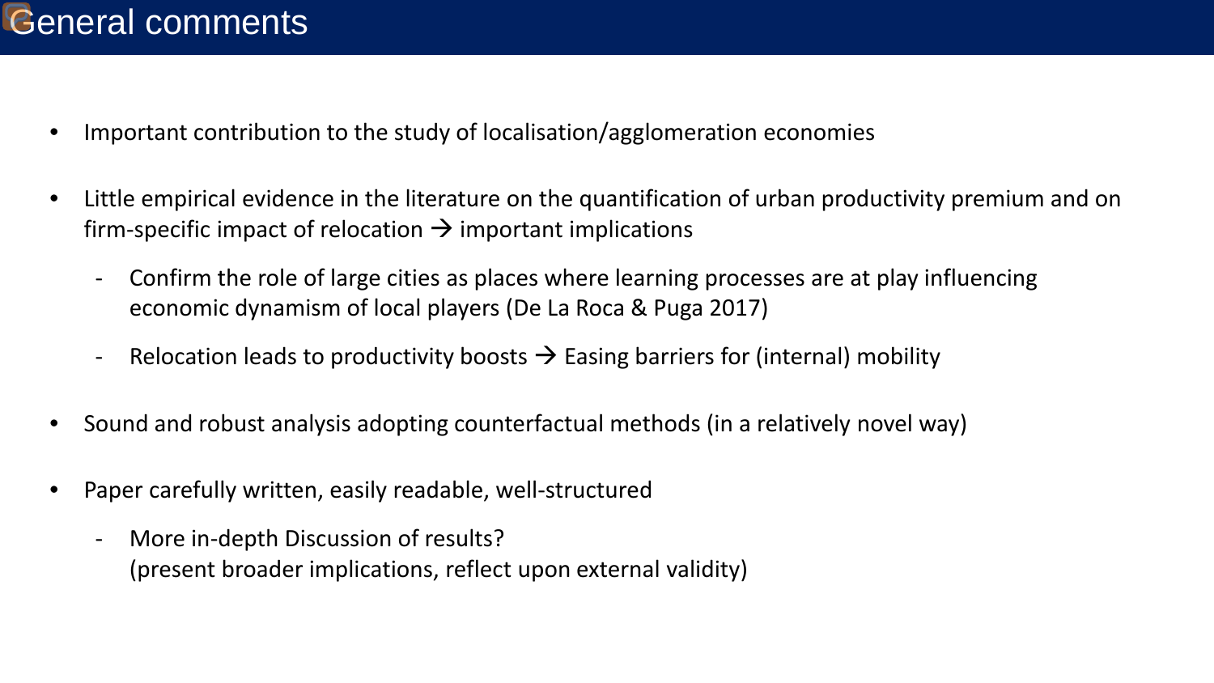# General comments

- Important contribution to the study of localisation/agglomeration economies
- Little empirical evidence in the literature on the quantification of urban productivity premium and on firm-specific impact of relocation → important implications
  - Confirm the role of large cities as places where learning processes are at play influencing economic dynamism of local players (De La Roca & Puga 2017)
  - Relocation leads to productivity boosts → Easing barriers for (internal) mobility
- Sound and robust analysis adopting counterfactual methods (in a relatively novel way)
- Paper carefully written, easily readable, well-structured
  - More in-depth Discussion of results?
    (present broader implications, reflect upon external validity)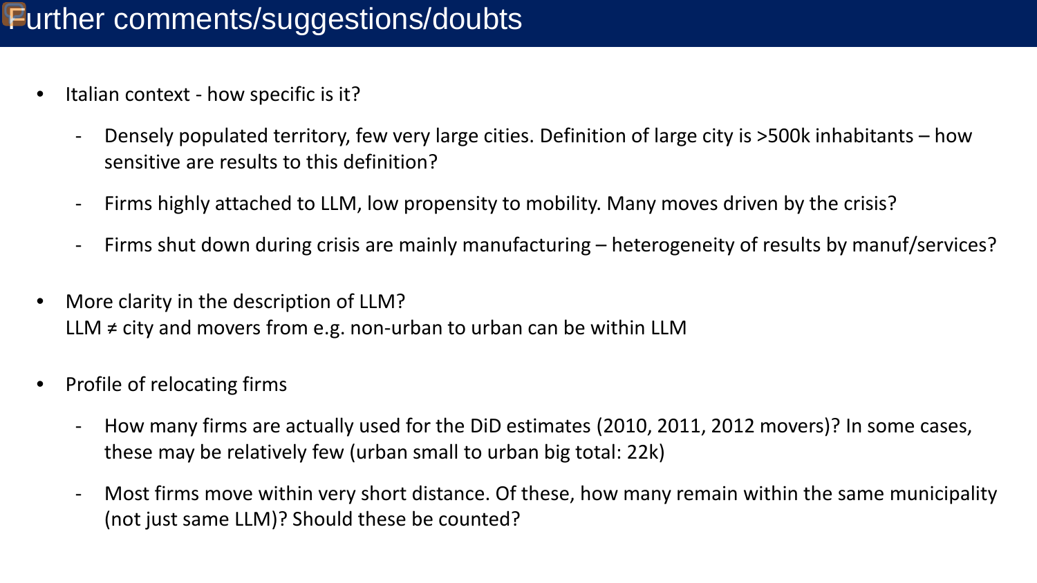# Further comments/suggestions/doubts

- Italian context - how specific is it?
  - Densely populated territory, few very large cities. Definition of large city is >500k inhabitants – how sensitive are results to this definition?
  - Firms highly attached to LLM, low propensity to mobility. Many moves driven by the crisis?
  - Firms shut down during crisis are mainly manufacturing – heterogeneity of results by manuf/services?
- More clarity in the description of LLM?
  LLM ≠ city and movers from e.g. non-urban to urban can be within LLM
- Profile of relocating firms
  - How many firms are actually used for the DiD estimates (2010, 2011, 2012 movers)? In some cases, these may be relatively few (urban small to urban big total: 22k)
  - Most firms move within very short distance. Of these, how many remain within the same municipality (not just same LLM)? Should these be counted?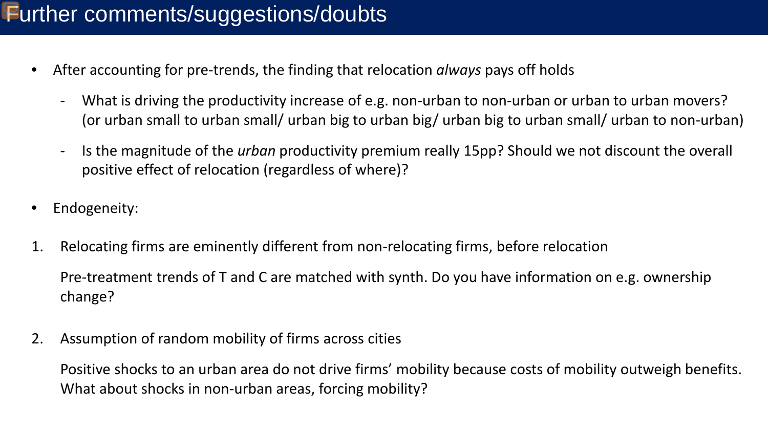# Further comments/suggestions/doubts

- After accounting for pre-trends, the finding that relocation *always* pays off holds
  - What is driving the productivity increase of e.g. non-urban to non-urban or urban to urban movers? (or urban small to urban small/ urban big to urban big/ urban big to urban small/ urban to non-urban)
  - Is the magnitude of the *urban* productivity premium really 15pp? Should we not discount the overall positive effect of relocation (regardless of where)?
- Endogeneity:

1. Relocating firms are eminently different from non-relocating firms, before relocation

   Pre-treatment trends of T and C are matched with synth. Do you have information on e.g. ownership change?

2. Assumption of random mobility of firms across cities

   Positive shocks to an urban area do not drive firms' mobility because costs of mobility outweigh benefits. What about shocks in non-urban areas, forcing mobility?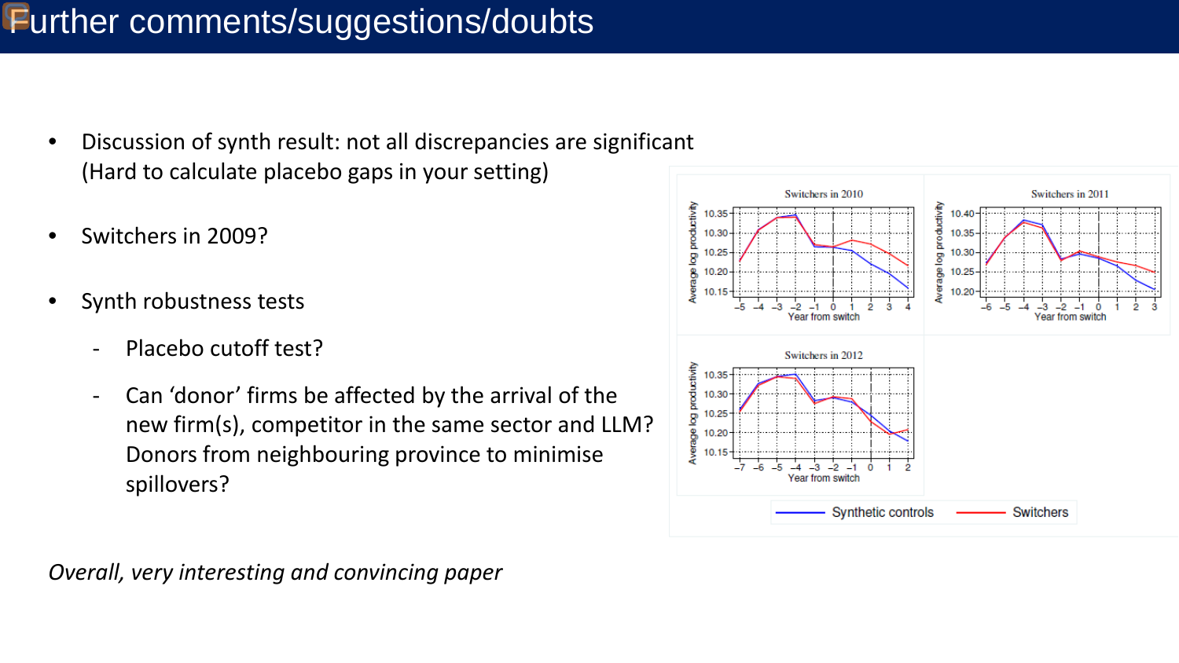# Further comments/suggestions/doubts

- Discussion of synth result: not all discrepancies are significant (Hard to calculate placebo gaps in your setting)
- Switchers in 2009?
- Synth robustness tests
  - Placebo cutoff test?
  - Can 'donor' firms be affected by the arrival of the new firm(s), competitor in the same sector and LLM? Donors from neighbouring province to minimise spillovers?

*Overall, very interesting and convincing paper*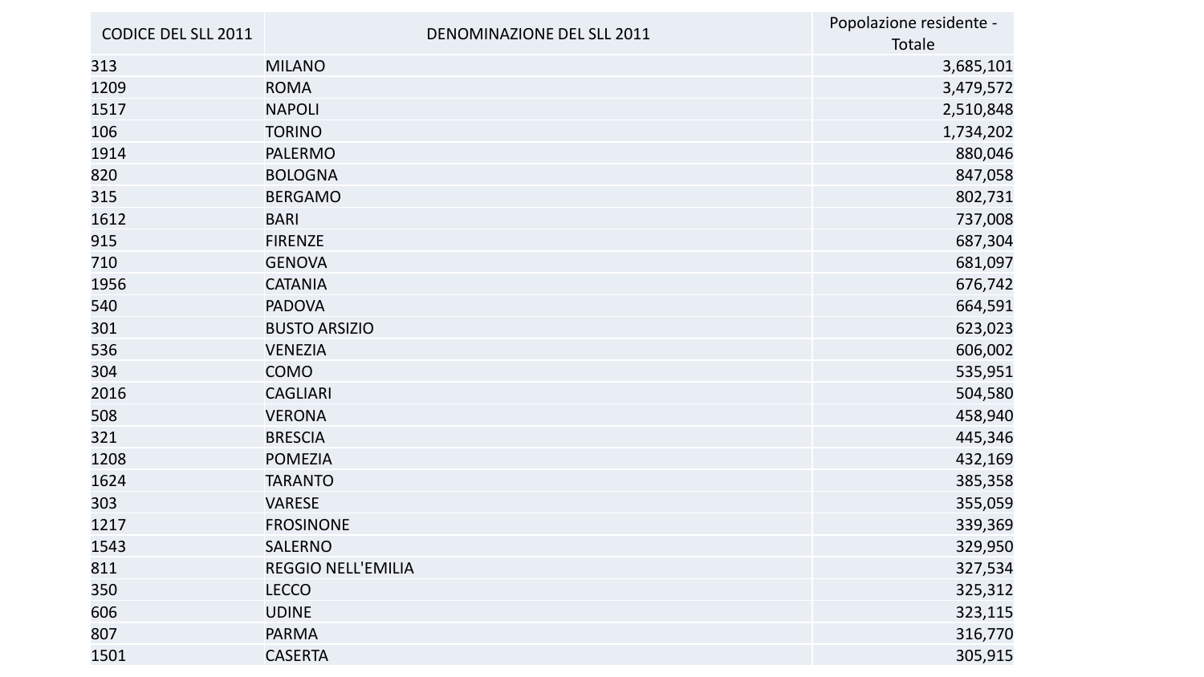| CODICE DEL SLL 2011 | DENOMINAZIONE DEL SLL 2011 | Popolazione residente - Totale |
|---|---|---|
| 313 | MILANO | 3,685,101 |
| 1209 | ROMA | 3,479,572 |
| 1517 | NAPOLI | 2,510,848 |
| 106 | TORINO | 1,734,202 |
| 1914 | PALERMO | 880,046 |
| 820 | BOLOGNA | 847,058 |
| 315 | BERGAMO | 802,731 |
| 1612 | BARI | 737,008 |
| 915 | FIRENZE | 687,304 |
| 710 | GENOVA | 681,097 |
| 1956 | CATANIA | 676,742 |
| 540 | PADOVA | 664,591 |
| 301 | BUSTO ARSIZIO | 623,023 |
| 536 | VENEZIA | 606,002 |
| 304 | COMO | 535,951 |
| 2016 | CAGLIARI | 504,580 |
| 508 | VERONA | 458,940 |
| 321 | BRESCIA | 445,346 |
| 1208 | POMEZIA | 432,169 |
| 1624 | TARANTO | 385,358 |
| 303 | VARESE | 355,059 |
| 1217 | FROSINONE | 339,369 |
| 1543 | SALERNO | 329,950 |
| 811 | REGGIO NELL'EMILIA | 327,534 |
| 350 | LECCO | 325,312 |
| 606 | UDINE | 323,115 |
| 807 | PARMA | 316,770 |
| 1501 | CASERTA | 305,915 |